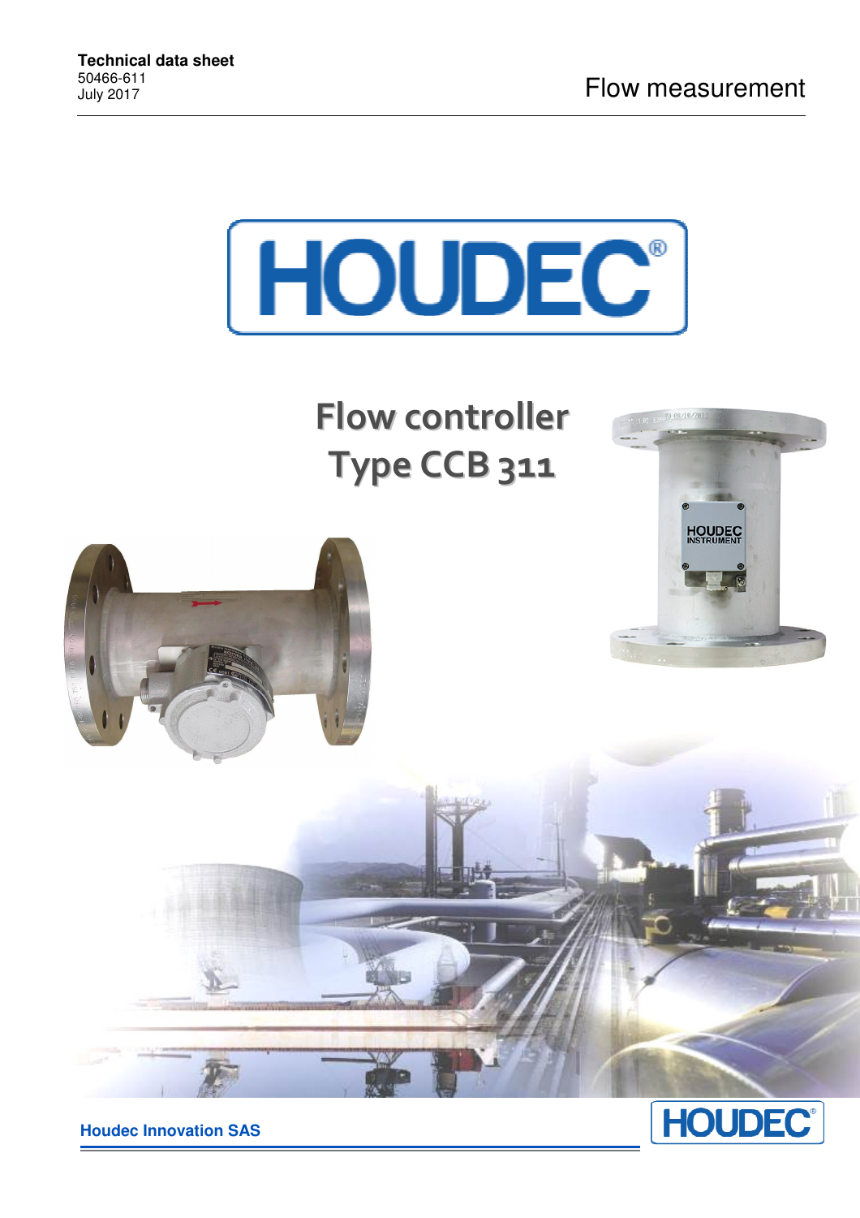**Technical data sheet**
50466-611
July 2017

Flow measurement

# Flow controller Type CCB 311

Houdec Innovation SAS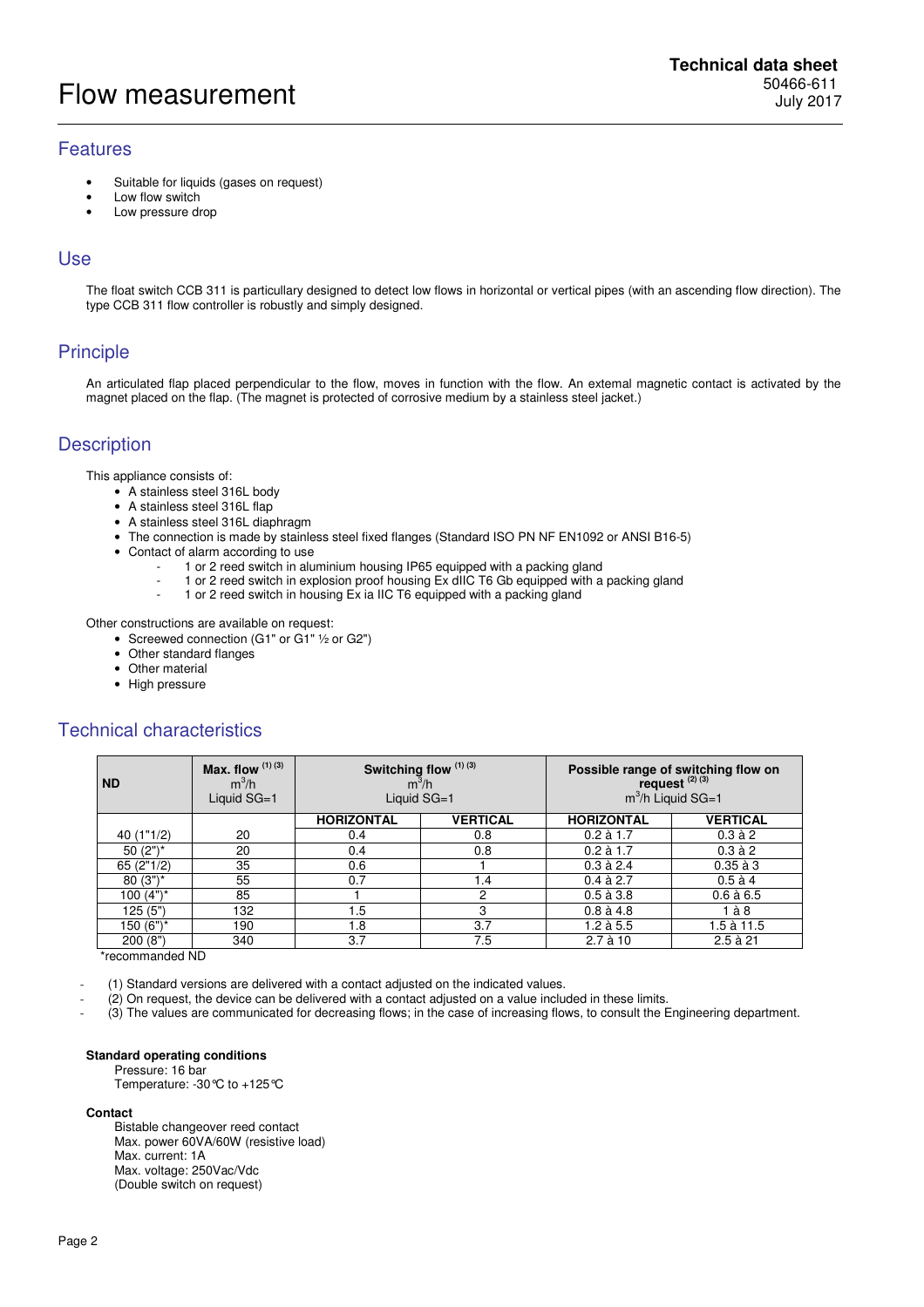# Flow measurement

**Technical data sheet**
50466-611
July 2017

## Features

- Suitable for liquids (gases on request)
- Low flow switch
- Low pressure drop

## Use

The float switch CCB 311 is particullary designed to detect low flows in horizontal or vertical pipes (with an ascending flow direction). The type CCB 311 flow controller is robustly and simply designed.

## Principle

An articulated flap placed perpendicular to the flow, moves in function with the flow. An external magnetic contact is activated by the magnet placed on the flap. (The magnet is protected of corrosive medium by a stainless steel jacket.)

## Description

This appliance consists of:

- A stainless steel 316L body
- A stainless steel 316L flap
- A stainless steel 316L diaphragm
- The connection is made by stainless steel fixed flanges (Standard ISO PN NF EN1092 or ANSI B16-5)
- Contact of alarm according to use
  - 1 or 2 reed switch in aluminium housing IP65 equipped with a packing gland
  - 1 or 2 reed switch in explosion proof housing Ex dIIC T6 Gb equipped with a packing gland
  - 1 or 2 reed switch in housing Ex ia IIC T6 equipped with a packing gland

Other constructions are available on request:

- Screewed connection (G1" or G1" ½ or G2")
- Other standard flanges
- Other material
- High pressure

## Technical characteristics

| ND | Max. flow (1) (3) $m^3/h$ Liquid SG=1 | Switching flow (1) (3) $m^3/h$ Liquid SG=1 | | Possible range of switching flow on request (2) (3) $m^3/h$ Liquid SG=1 | |
|---|---|---|---|---|---|
| | | HORIZONTAL | VERTICAL | HORIZONTAL | VERTICAL |
| 40 (1"1/2) | 20 | 0.4 | 0.8 | 0.2 à 1.7 | 0.3 à 2 |
| 50 (2")* | 20 | 0.4 | 0.8 | 0.2 à 1.7 | 0.3 à 2 |
| 65 (2"1/2) | 35 | 0.6 | 1 | 0.3 à 2.4 | 0.35 à 3 |
| 80 (3")* | 55 | 0.7 | 1.4 | 0.4 à 2.7 | 0.5 à 4 |
| 100 (4")* | 85 | 1 | 2 | 0.5 à 3.8 | 0.6 à 6.5 |
| 125 (5") | 132 | 1.5 | 3 | 0.8 à 4.8 | 1 à 8 |
| 150 (6")* | 190 | 1.8 | 3.7 | 1.2 à 5.5 | 1.5 à 11.5 |
| 200 (8") | 340 | 3.7 | 7.5 | 2.7 à 10 | 2.5 à 21 |

*recommanded ND

- (1) Standard versions are delivered with a contact adjusted on the indicated values.
- (2) On request, the device can be delivered with a contact adjusted on a value included in these limits.
- (3) The values are communicated for decreasing flows; in the case of increasing flows, to consult the Engineering department.

**Standard operating conditions**

Pressure: 16 bar
Temperature: -30°C to +125°C

**Contact**

Bistable changeover reed contact
Max. power 60VA/60W (resistive load)
Max. current: 1A
Max. voltage: 250Vac/Vdc
(Double switch on request)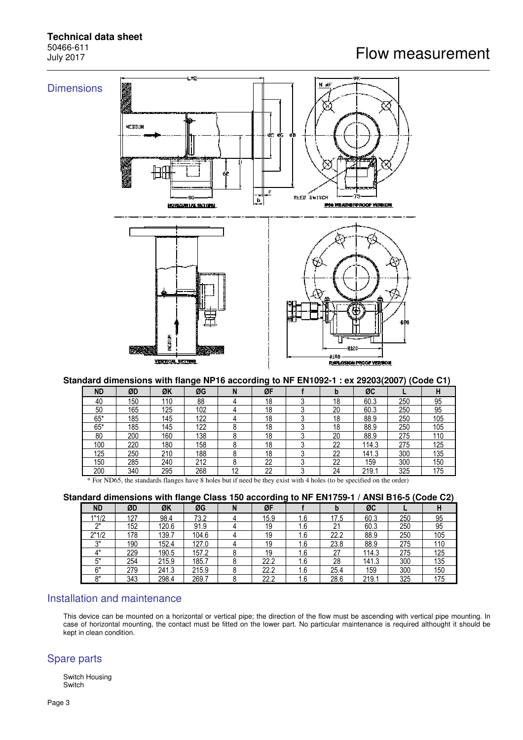## Dimensions

### Standard dimensions with flange NP16 according to NF EN1092-1 : ex 29203(2007) (Code C1)

| ND | ØD | ØK | ØG | N | ØF | f | b | ØC | L | H |
|---|---|---|---|---|---|---|---|---|---|---|
| 40 | 150 | 110 | 88 | 4 | 18 | 3 | 18 | 60.3 | 250 | 95 |
| 50 | 165 | 125 | 102 | 4 | 18 | 3 | 20 | 60.3 | 250 | 95 |
| 65* | 185 | 145 | 122 | 4 | 18 | 3 | 18 | 88.9 | 250 | 105 |
| 65* | 185 | 145 | 122 | 8 | 18 | 3 | 18 | 88.9 | 250 | 105 |
| 80 | 200 | 160 | 138 | 8 | 18 | 3 | 20 | 88.9 | 275 | 110 |
| 100 | 220 | 180 | 158 | 8 | 18 | 3 | 22 | 114.3 | 275 | 125 |
| 125 | 250 | 210 | 188 | 8 | 18 | 3 | 22 | 141.3 | 300 | 135 |
| 150 | 285 | 240 | 212 | 8 | 22 | 3 | 22 | 159 | 300 | 150 |
| 200 | 340 | 295 | 268 | 12 | 22 | 3 | 24 | 219.1 | 325 | 175 |

* For ND65, the standards flanges have 8 holes but if need be they exist with 4 holes (to be specified on the order)

### Standard dimensions with flange Class 150 according to NF EN1759-1 / ANSI B16-5 (Code C2)

| ND | ØD | ØK | ØG | N | ØF | f | b | ØC | L | H |
|---|---|---|---|---|---|---|---|---|---|---|
| 1"1/2 | 127 | 98.4 | 73.2 | 4 | 15.9 | 1.6 | 17.5 | 60.3 | 250 | 95 |
| 2" | 152 | 120.6 | 91.9 | 4 | 19 | 1.6 | 21 | 60.3 | 250 | 95 |
| 2"1/2 | 178 | 139.7 | 104.6 | 4 | 19 | 1.6 | 22.2 | 88.9 | 250 | 105 |
| 3" | 190 | 152.4 | 127.0 | 4 | 19 | 1.6 | 23.8 | 88.9 | 275 | 110 |
| 4" | 229 | 190.5 | 157.2 | 8 | 19 | 1.6 | 27 | 114.3 | 275 | 125 |
| 5" | 254 | 215.9 | 185.7 | 8 | 22.2 | 1.6 | 28 | 141.3 | 300 | 135 |
| 6" | 279 | 241.3 | 215.9 | 8 | 22.2 | 1.6 | 25.4 | 159 | 300 | 150 |
| 8" | 343 | 298.4 | 269.7 | 8 | 22.2 | 1.6 | 28.6 | 219.1 | 325 | 175 |

## Installation and maintenance

This device can be mounted on a horizontal or vertical pipe; the direction of the flow must be ascending with vertical pipe mounting. In case of horizontal mounting, the contact must be fitted on the lower part. No particular maintenance is required allthought it should be kept in clean condition.

## Spare parts

Switch Housing
Switch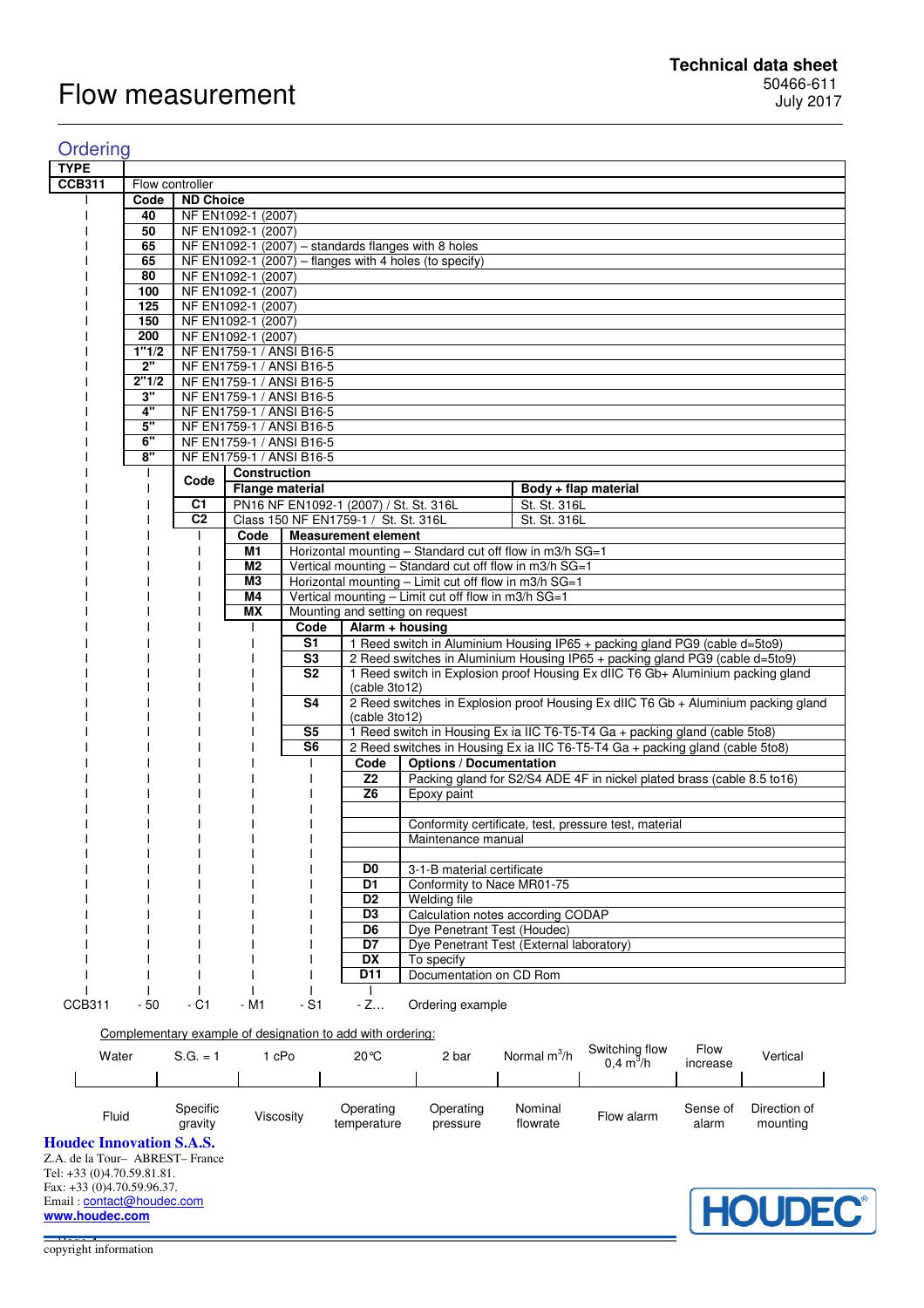# Flow measurement

**Technical data sheet**
50466-611
July 2017

## Ordering

| TYPE | | | | | | |
|---|---|---|---|---|---|---|
| **CCB311** | Flow controller | | | | | |
| | **Code** | **ND Choice** | | | | |
| | **40** | NF EN1092-1 (2007) | | | | |
| | **50** | NF EN1092-1 (2007) | | | | |
| | **65** | NF EN1092-1 (2007) – standards flanges with 8 holes | | | | |
| | **65** | NF EN1092-1 (2007) – flanges with 4 holes (to specify) | | | | |
| | **80** | NF EN1092-1 (2007) | | | | |
| | **100** | NF EN1092-1 (2007) | | | | |
| | **125** | NF EN1092-1 (2007) | | | | |
| | **150** | NF EN1092-1 (2007) | | | | |
| | **200** | NF EN1092-1 (2007) | | | | |
| | **1"1/2** | NF EN1759-1 / ANSI B16-5 | | | | |
| | **2"** | NF EN1759-1 / ANSI B16-5 | | | | |
| | **2"1/2** | NF EN1759-1 / ANSI B16-5 | | | | |
| | **3"** | NF EN1759-1 / ANSI B16-5 | | | | |
| | **4"** | NF EN1759-1 / ANSI B16-5 | | | | |
| | **5"** | NF EN1759-1 / ANSI B16-5 | | | | |
| | **6"** | NF EN1759-1 / ANSI B16-5 | | | | |
| | **8"** | NF EN1759-1 / ANSI B16-5 | | | | |
| | | **Code** | **Construction** – **Flange material** | **Body + flap material** | | |
| | | **C1** | PN16 NF EN1092-1 (2007) / St. St. 316L | St. St. 316L | | |
| | | **C2** | Class 150 NF EN1759-1 / St. St. 316L | St. St. 316L | | |
| | | | **Code** | **Measurement element** | | |
| | | | **M1** | Horizontal mounting – Standard cut off flow in m3/h SG=1 | | |
| | | | **M2** | Vertical mounting – Standard cut off flow in m3/h SG=1 | | |
| | | | **M3** | Horizontal mounting – Limit cut off flow in m3/h SG=1 | | |
| | | | **M4** | Vertical mounting – Limit cut off flow in m3/h SG=1 | | |
| | | | **MX** | Mounting and setting on request | | |
| | | | | **Code** | **Alarm + housing** | |
| | | | | **S1** | 1 Reed switch in Aluminium Housing IP65 + packing gland PG9 (cable d=5to9) | |
| | | | | **S3** | 2 Reed switches in Aluminium Housing IP65 + packing gland PG9 (cable d=5to9) | |
| | | | | **S2** | 1 Reed switch in Explosion proof Housing Ex dIIC T6 Gb+ Aluminium packing gland (cable 3to12) | |
| | | | | **S4** | 2 Reed switches in Explosion proof Housing Ex dIIC T6 Gb + Aluminium packing gland (cable 3to12) | |
| | | | | **S5** | 1 Reed switch in Housing Ex ia IIC T6-T5-T4 Ga + packing gland (cable 5to8) | |
| | | | | **S6** | 2 Reed switches in Housing Ex ia IIC T6-T5-T4 Ga + packing gland (cable 5to8) | |
| | | | | | **Code** | **Options / Documentation** |
| | | | | | **Z2** | Packing gland for S2/S4 ADE 4F in nickel plated brass (cable 8.5 to16) |
| | | | | | **Z6** | Epoxy paint |
| | | | | | | |
| | | | | | | Conformity certificate, test, pressure test, material |
| | | | | | | Maintenance manual |
| | | | | | | |
| | | | | | **D0** | 3-1-B material certificate |
| | | | | | **D1** | Conformity to Nace MR01-75 |
| | | | | | **D2** | Welding file |
| | | | | | **D3** | Calculation notes according CODAP |
| | | | | | **D6** | Dye Penetrant Test (Houdec) |
| | | | | | **D7** | Dye Penetrant Test (External laboratory) |
| | | | | | **DX** | To specify |
| | | | | | **D11** | Documentation on CD Rom |
| CCB311 | - 50 | - C1 | - M1 | - S1 | - Z… | Ordering example |

Complementary example of designation to add with ordering:

| Water | S.G. = 1 | 1 cPo | 20°C | 2 bar | Normal $m^3$/h | Switching flow 0,4 $m^3$/h | Flow increase | Vertical |
|---|---|---|---|---|---|---|---|---|
| Fluid | Specific gravity | Viscosity | Operating temperature | Operating pressure | Nominal flowrate | Flow alarm | Sense of alarm | Direction of mounting |

**Houdec Innovation S.A.S.**
Z.A. de la Tour– ABREST– France
Tel: +33 (0)4.70.59.81.81.
Fax: +33 (0)4.70.59.96.37.
Email : contact@houdec.com
www.houdec.com

HOUDEC

copyright information